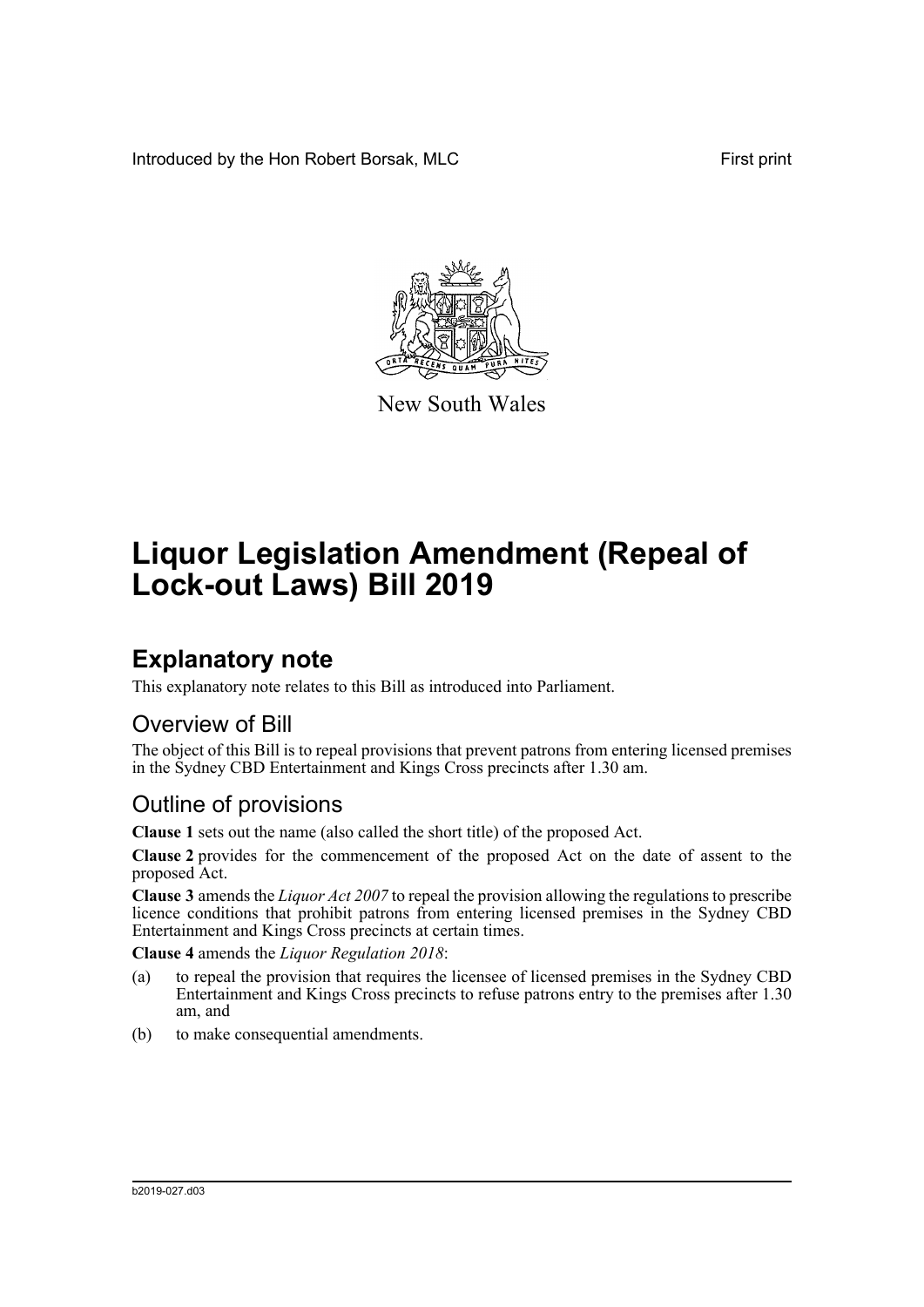Introduced by the Hon Robert Borsak, MLC First print

New South Wales

# Liquor Legislation Amendment (Repeal of Lock-out Laws) Bill 2019

## Explanatory note

This explanatory note relates to this Bill as introduced into Parliament.

### Overview of Bill

The object of this Bill is to repeal provisions that prevent patrons from entering licensed premises in the Sydney CBD Entertainment and Kings Cross precincts after 1.30 am.

### Outline of provisions

**Clause 1** sets out the name (also called the short title) of the proposed Act.

**Clause 2** provides for the commencement of the proposed Act on the date of assent to the proposed Act.

**Clause 3** amends the *Liquor Act 2007* to repeal the provision allowing the regulations to prescribe licence conditions that prohibit patrons from entering licensed premises in the Sydney CBD Entertainment and Kings Cross precincts at certain times.

**Clause 4** amends the *Liquor Regulation 2018*:

(a) to repeal the provision that requires the licensee of licensed premises in the Sydney CBD Entertainment and Kings Cross precincts to refuse patrons entry to the premises after 1.30 am, and

(b) to make consequential amendments.

b2019-027.d03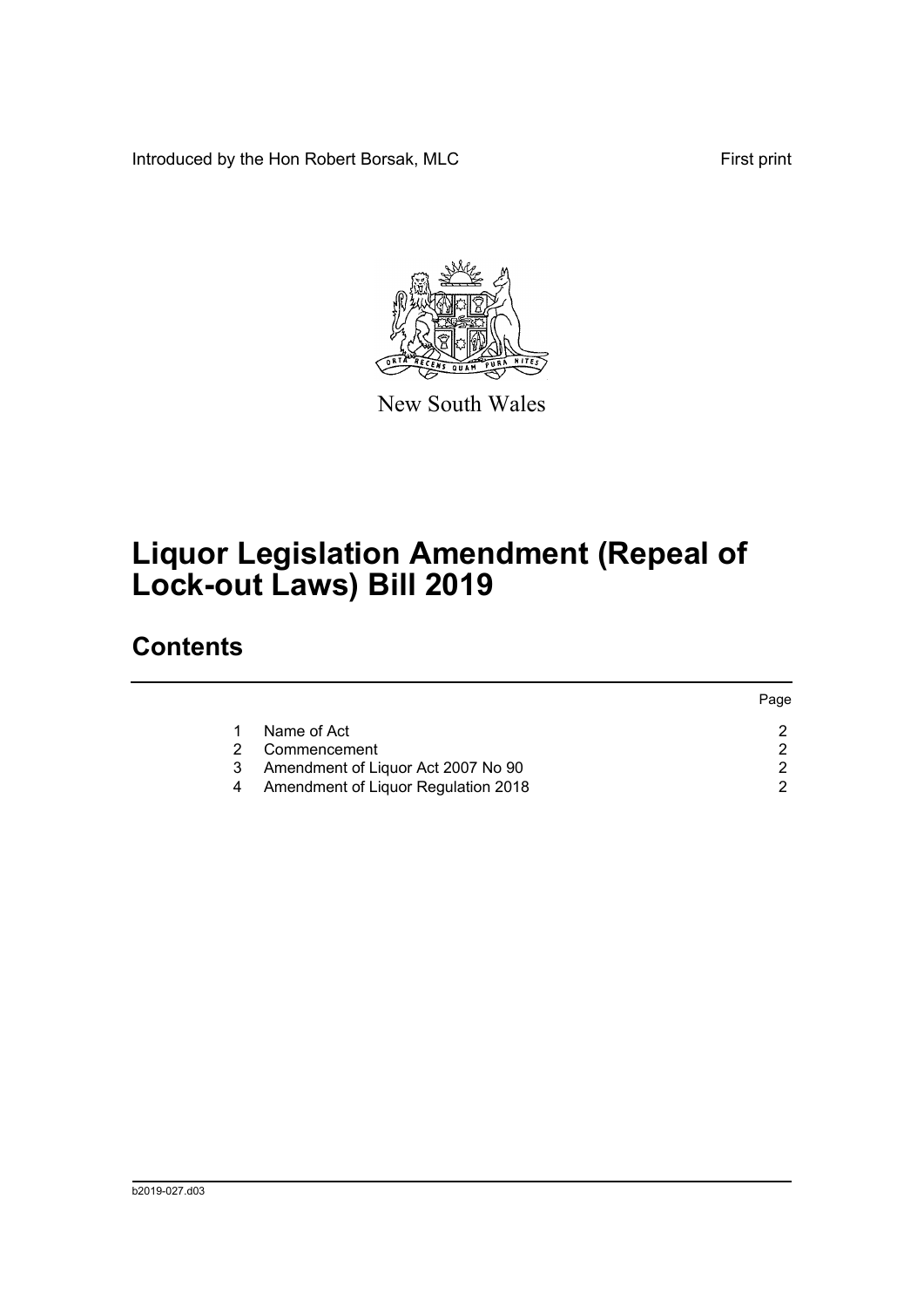Introduced by the Hon Robert Borsak, MLC

First print

New South Wales

# Liquor Legislation Amendment (Repeal of Lock-out Laws) Bill 2019

## Contents

| | | Page |
|---|---|---|
| 1 | Name of Act | 2 |
| 2 | Commencement | 2 |
| 3 | Amendment of Liquor Act 2007 No 90 | 2 |
| 4 | Amendment of Liquor Regulation 2018 | 2 |

b2019-027.d03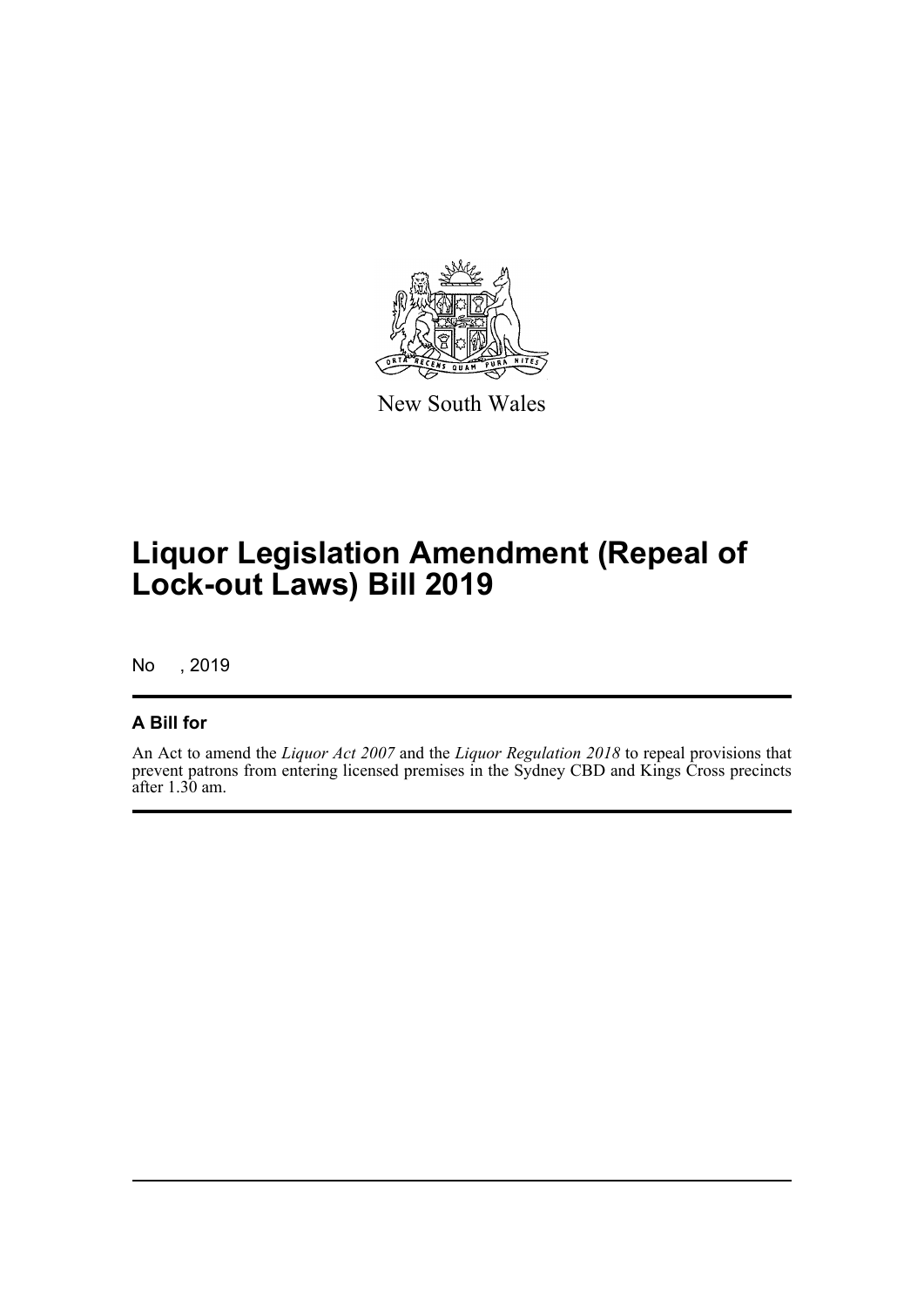New South Wales

# Liquor Legislation Amendment (Repeal of Lock-out Laws) Bill 2019

No , 2019

## A Bill for

An Act to amend the *Liquor Act 2007* and the *Liquor Regulation 2018* to repeal provisions that prevent patrons from entering licensed premises in the Sydney CBD and Kings Cross precincts after 1.30 am.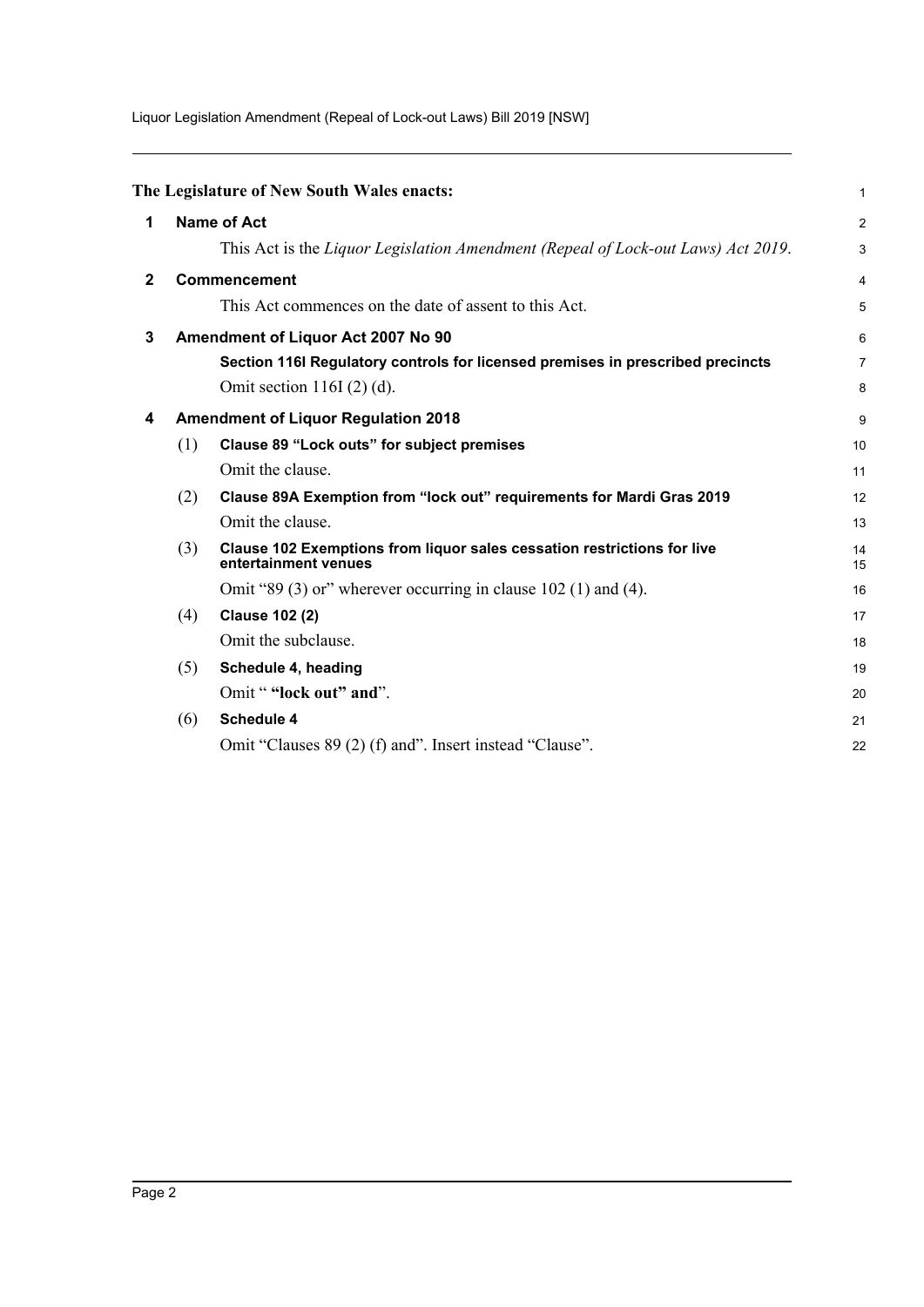**The Legislature of New South Wales enacts:**

## 1 Name of Act

This Act is the *Liquor Legislation Amendment (Repeal of Lock-out Laws) Act 2019*.

## 2 Commencement

This Act commences on the date of assent to this Act.

## 3 Amendment of Liquor Act 2007 No 90

**Section 116I Regulatory controls for licensed premises in prescribed precincts**

Omit section 116I (2) (d).

## 4 Amendment of Liquor Regulation 2018

(1) **Clause 89 "Lock outs" for subject premises**

Omit the clause.

(2) **Clause 89A Exemption from "lock out" requirements for Mardi Gras 2019**

Omit the clause.

(3) **Clause 102 Exemptions from liquor sales cessation restrictions for live entertainment venues**

Omit "89 (3) or" wherever occurring in clause 102 (1) and (4).

(4) **Clause 102 (2)**

Omit the subclause.

(5) **Schedule 4, heading**

Omit " **"lock out" and**".

(6) **Schedule 4**

Omit "Clauses 89 (2) (f) and". Insert instead "Clause".